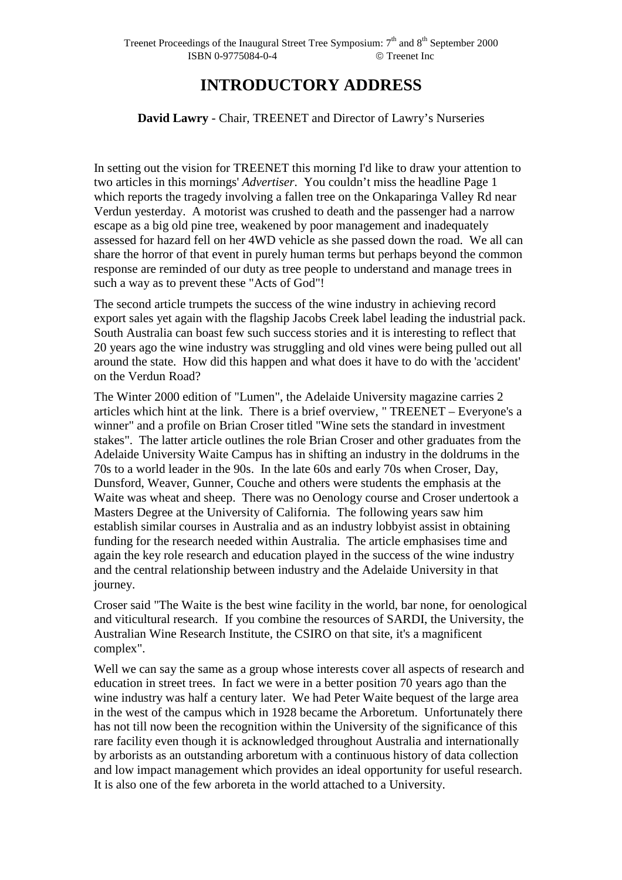# INTRODUCTORY ADDRESS

**David Lawry** - Chair, TREENET and Director of Lawry's Nurseries

In setting out the vision for TREENET this morning I'd like to draw your attention to two articles in this mornings' *Advertiser*. You couldn't miss the headline Page 1 which reports the tragedy involving a fallen tree on the Onkaparinga Valley Rd near Verdun yesterday. A motorist was crushed to death and the passenger had a narrow escape as a big old pine tree, weakened by poor management and inadequately assessed for hazard fell on her 4WD vehicle as she passed down the road. We all can share the horror of that event in purely human terms but perhaps beyond the common response are reminded of our duty as tree people to understand and manage trees in such a way as to prevent these "Acts of God"!

The second article trumpets the success of the wine industry in achieving record export sales yet again with the flagship Jacobs Creek label leading the industrial pack. South Australia can boast few such success stories and it is interesting to reflect that 20 years ago the wine industry was struggling and old vines were being pulled out all around the state. How did this happen and what does it have to do with the 'accident' on the Verdun Road?

The Winter 2000 edition of "Lumen", the Adelaide University magazine carries 2 articles which hint at the link. There is a brief overview, " TREENET – Everyone's a winner" and a profile on Brian Croser titled "Wine sets the standard in investment stakes". The latter article outlines the role Brian Croser and other graduates from the Adelaide University Waite Campus has in shifting an industry in the doldrums in the 70s to a world leader in the 90s. In the late 60s and early 70s when Croser, Day, Dunsford, Weaver, Gunner, Couche and others were students the emphasis at the Waite was wheat and sheep. There was no Oenology course and Croser undertook a Masters Degree at the University of California. The following years saw him establish similar courses in Australia and as an industry lobbyist assist in obtaining funding for the research needed within Australia. The article emphasises time and again the key role research and education played in the success of the wine industry and the central relationship between industry and the Adelaide University in that journey.

Croser said "The Waite is the best wine facility in the world, bar none, for oenological and viticultural research. If you combine the resources of SARDI, the University, the Australian Wine Research Institute, the CSIRO on that site, it's a magnificent complex".

Well we can say the same as a group whose interests cover all aspects of research and education in street trees. In fact we were in a better position 70 years ago than the wine industry was half a century later. We had Peter Waite bequest of the large area in the west of the campus which in 1928 became the Arboretum. Unfortunately there has not till now been the recognition within the University of the significance of this rare facility even though it is acknowledged throughout Australia and internationally by arborists as an outstanding arboretum with a continuous history of data collection and low impact management which provides an ideal opportunity for useful research. It is also one of the few arboreta in the world attached to a University.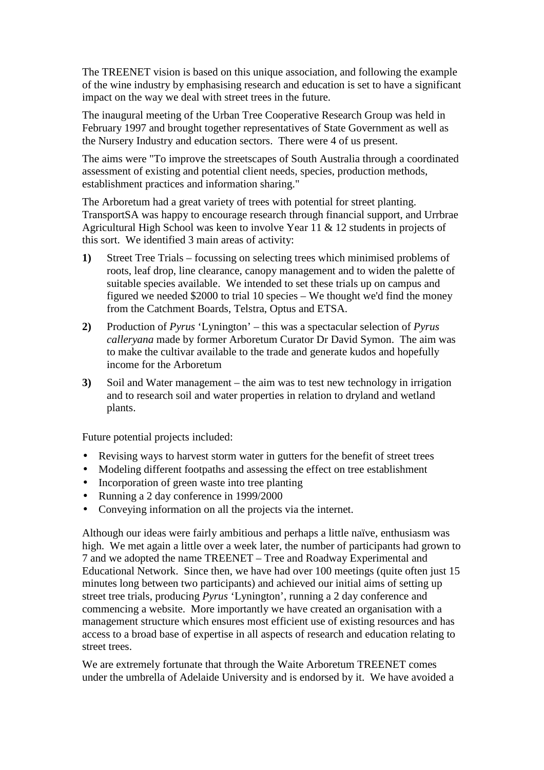The TREENET vision is based on this unique association, and following the example of the wine industry by emphasising research and education is set to have a significant impact on the way we deal with street trees in the future.

The inaugural meeting of the Urban Tree Cooperative Research Group was held in February 1997 and brought together representatives of State Government as well as the Nursery Industry and education sectors. There were 4 of us present.

The aims were "To improve the streetscapes of South Australia through a coordinated assessment of existing and potential client needs, species, production methods, establishment practices and information sharing."

The Arboretum had a great variety of trees with potential for street planting. TransportSA was happy to encourage research through financial support, and Urrbrae Agricultural High School was keen to involve Year 11 & 12 students in projects of this sort. We identified 3 main areas of activity:

**1)** Street Tree Trials – focussing on selecting trees which minimised problems of roots, leaf drop, line clearance, canopy management and to widen the palette of suitable species available. We intended to set these trials up on campus and figured we needed $2000 to trial 10 species – We thought we'd find the money from the Catchment Boards, Telstra, Optus and ETSA.

**2)** Production of *Pyrus* 'Lynington' – this was a spectacular selection of *Pyrus calleryana* made by former Arboretum Curator Dr David Symon. The aim was to make the cultivar available to the trade and generate kudos and hopefully income for the Arboretum

**3)** Soil and Water management – the aim was to test new technology in irrigation and to research soil and water properties in relation to dryland and wetland plants.

Future potential projects included:

- Revising ways to harvest storm water in gutters for the benefit of street trees
- Modeling different footpaths and assessing the effect on tree establishment
- Incorporation of green waste into tree planting
- Running a 2 day conference in 1999/2000
- Conveying information on all the projects via the internet.

Although our ideas were fairly ambitious and perhaps a little naïve, enthusiasm was high. We met again a little over a week later, the number of participants had grown to 7 and we adopted the name TREENET – Tree and Roadway Experimental and Educational Network. Since then, we have had over 100 meetings (quite often just 15 minutes long between two participants) and achieved our initial aims of setting up street tree trials, producing *Pyrus* 'Lynington', running a 2 day conference and commencing a website. More importantly we have created an organisation with a management structure which ensures most efficient use of existing resources and has access to a broad base of expertise in all aspects of research and education relating to street trees.

We are extremely fortunate that through the Waite Arboretum TREENET comes under the umbrella of Adelaide University and is endorsed by it. We have avoided a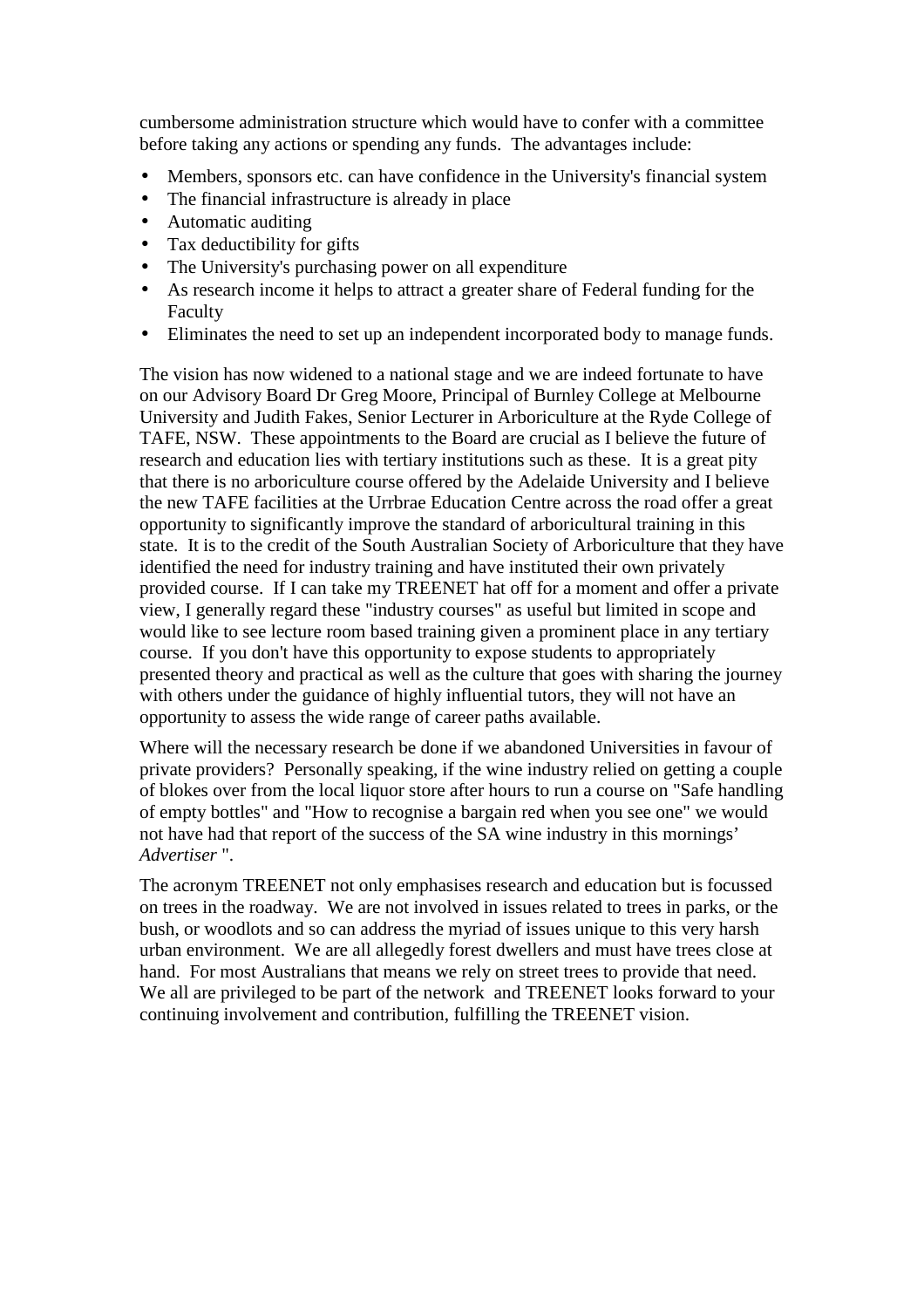cumbersome administration structure which would have to confer with a committee before taking any actions or spending any funds. The advantages include:

- Members, sponsors etc. can have confidence in the University's financial system
- The financial infrastructure is already in place
- Automatic auditing
- Tax deductibility for gifts
- The University's purchasing power on all expenditure
- As research income it helps to attract a greater share of Federal funding for the Faculty
- Eliminates the need to set up an independent incorporated body to manage funds.

The vision has now widened to a national stage and we are indeed fortunate to have on our Advisory Board Dr Greg Moore, Principal of Burnley College at Melbourne University and Judith Fakes, Senior Lecturer in Arboriculture at the Ryde College of TAFE, NSW. These appointments to the Board are crucial as I believe the future of research and education lies with tertiary institutions such as these. It is a great pity that there is no arboriculture course offered by the Adelaide University and I believe the new TAFE facilities at the Urrbrae Education Centre across the road offer a great opportunity to significantly improve the standard of arboricultural training in this state. It is to the credit of the South Australian Society of Arboriculture that they have identified the need for industry training and have instituted their own privately provided course. If I can take my TREENET hat off for a moment and offer a private view, I generally regard these "industry courses" as useful but limited in scope and would like to see lecture room based training given a prominent place in any tertiary course. If you don't have this opportunity to expose students to appropriately presented theory and practical as well as the culture that goes with sharing the journey with others under the guidance of highly influential tutors, they will not have an opportunity to assess the wide range of career paths available.

Where will the necessary research be done if we abandoned Universities in favour of private providers? Personally speaking, if the wine industry relied on getting a couple of blokes over from the local liquor store after hours to run a course on "Safe handling of empty bottles" and "How to recognise a bargain red when you see one" we would not have had that report of the success of the SA wine industry in this mornings' *Advertiser* ".

The acronym TREENET not only emphasises research and education but is focussed on trees in the roadway. We are not involved in issues related to trees in parks, or the bush, or woodlots and so can address the myriad of issues unique to this very harsh urban environment. We are all allegedly forest dwellers and must have trees close at hand. For most Australians that means we rely on street trees to provide that need. We all are privileged to be part of the network and TREENET looks forward to your continuing involvement and contribution, fulfilling the TREENET vision.